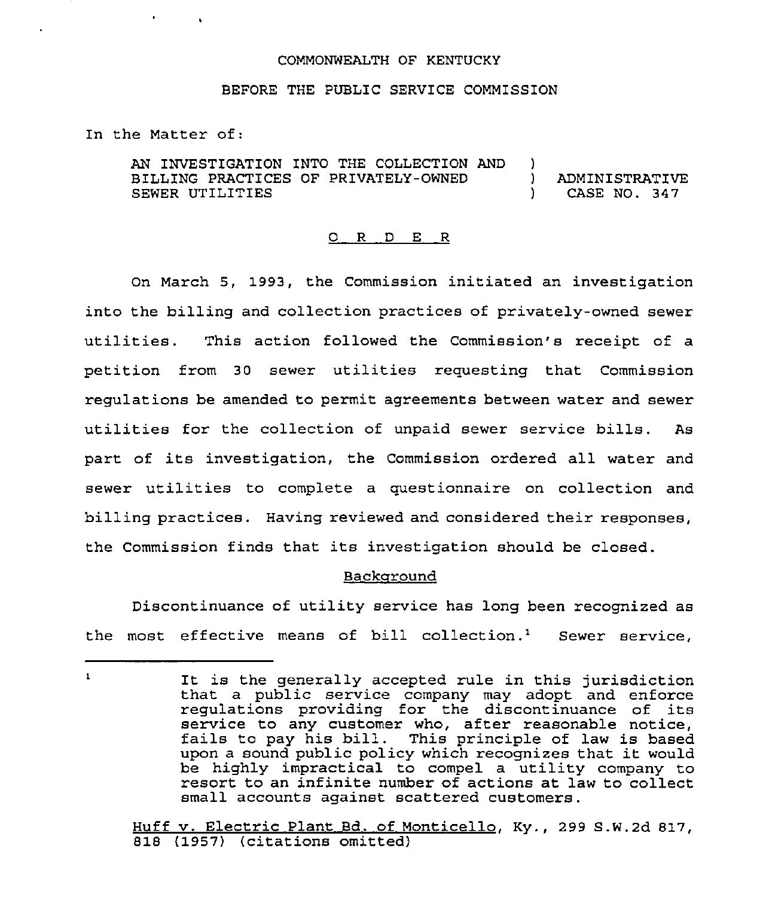COMMONWEALTH OF KENTUCKY

BEFORE THE PUBLIC SERVICE COMMISSION

In the Matter of:

AN INVESTIGATION INTO THE COLLECTION AND BILLING PRACTICES OF PRIVATELY-OWNED SEWER UTILITIES ) ADMINISTRATIVE CASE NO. 347

# O R D E R

On March 5, 1993, the Commission initiated an investigation into the billing and collection practices of privately-owned sewer utilities. This action followed the Commission's receipt of a petition from 30 sewer utilities requesting that Commission regulations be amended to permit agreements between water and sewer utilities for the collection of unpaid sewer service bills. As part of its investigation, the Commission ordered all water and sewer utilities to complete a questionnaire on collection and billing practices. Having reviewed and considered their responses, the Commission finds that its investigation should be closed.

## Background

Discontinuance of utility service has long been recognized as the most effective means of bill collection.[1] Sewer service,

---

[1] It is the generally accepted rule in this jurisdiction that a public service company may adopt and enforce regulations providing for the discontinuance of its service to any customer who, after reasonable notice, fails to pay his bill. This principle of law is based upon a sound public policy which recognizes that it would be highly impractical to compel a utility company to resort to an infinite number of actions at law to collect small accounts against scattered customers.

Huff v. Electric Plant Bd. of Monticello, Ky., 299 S.W.2d 817, 818 (1957) (citations omitted)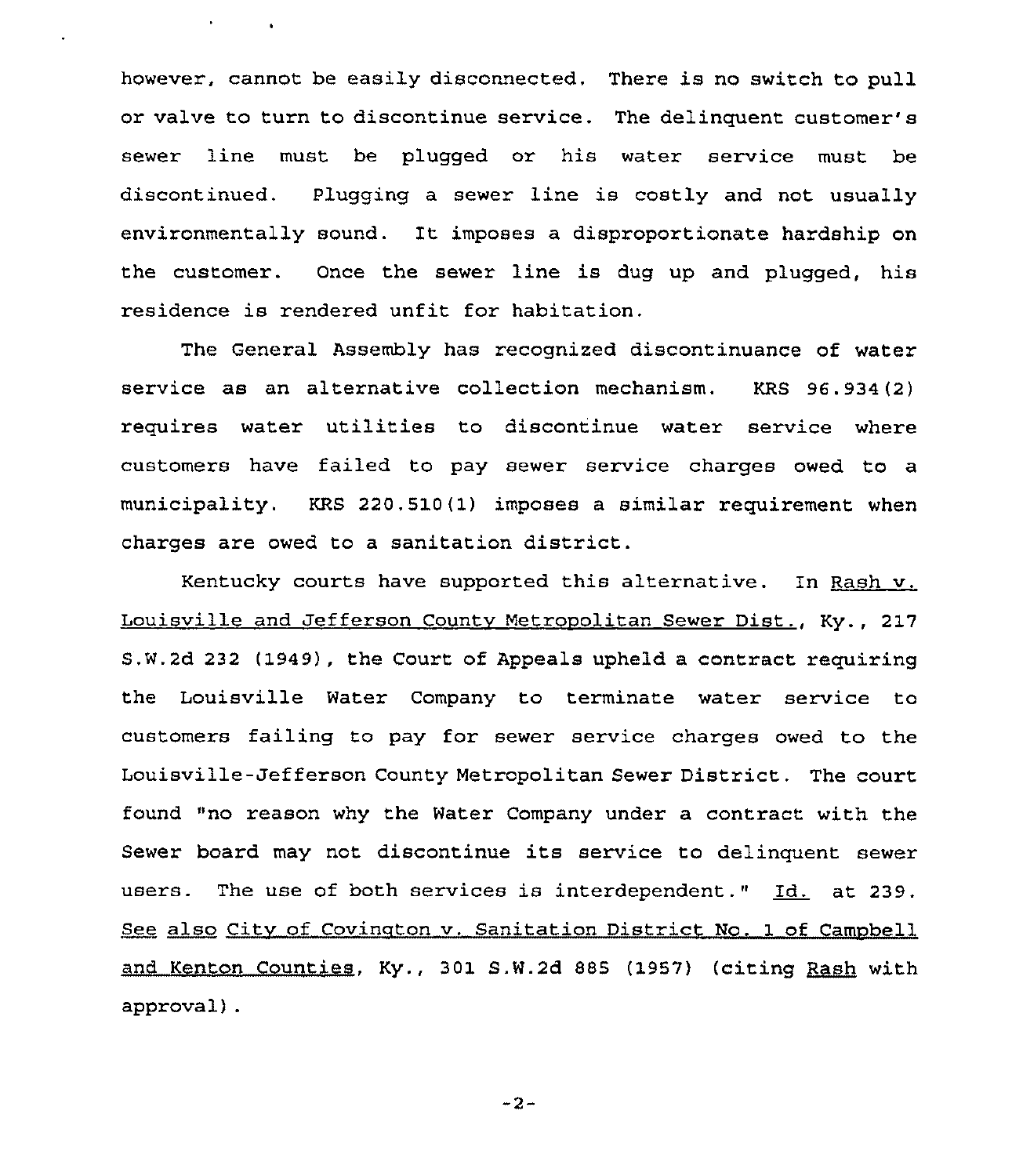however, cannot be easily disconnected. There is no switch to pull or valve to turn to discontinue service. The delinquent customer's sewer line must be plugged or his water service must be discontinued. Plugging a sewer line is costly and not usually environmentally sound. It imposes a disproportionate hardship on the customer. Once the sewer line is dug up and plugged, his residence is rendered unfit for habitation.

The General Assembly has recognized discontinuance of water service as an alternative collection mechanism. KRS 96.934(2) requires water utilities to discontinue water service where customers have failed to pay sewer service charges owed to a municipality. KRS 220.510(1) imposes a similar requirement when charges are owed to a sanitation district.

Kentucky courts have supported this alternative. In Rash v. Louisville and Jefferson County Metropolitan Sewer Dist., Ky., 217 S.W.2d 232 (1949), the Court of Appeals upheld a contract requiring the Louisville Water Company to terminate water service to customers failing to pay for sewer service charges owed to the Louisville-Jefferson County Metropolitan Sewer District. The court found "no reason why the Water Company under a contract with the Sewer board may not discontinue its service to delinquent sewer users. The use of both services is interdependent." Id. at 239. See also City of Covington v. Sanitation District No. 1 of Campbell and Kenton Counties, Ky., 301 S.W.2d 885 (1957) (citing Rash with approval).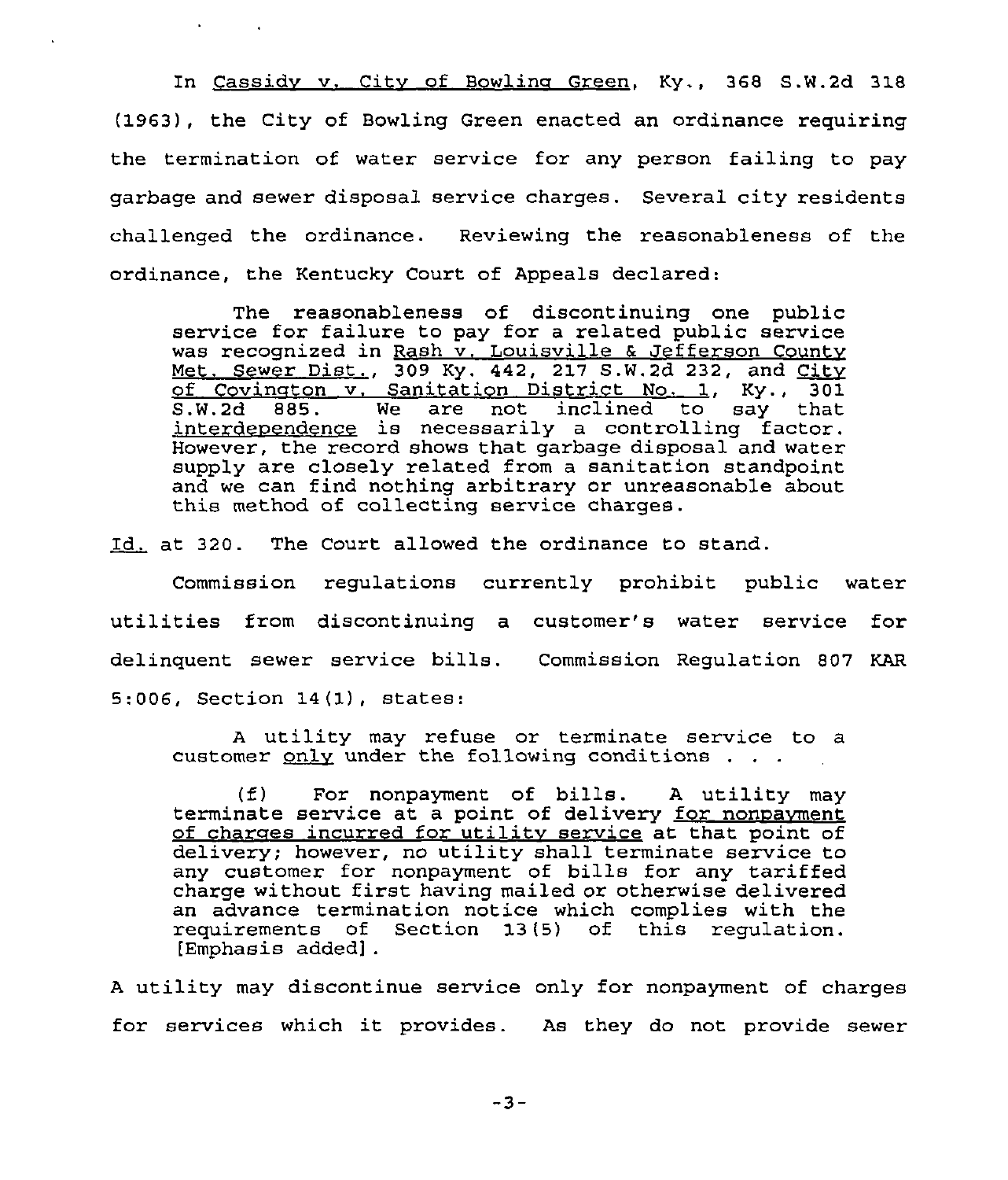In Cassidy v. City of Bowling Green, Ky., 368 S.W.2d 318 (1963), the City of Bowling Green enacted an ordinance requiring the termination of water service for any person failing to pay garbage and sewer disposal service charges. Several city residents challenged the ordinance. Reviewing the reasonableness of the ordinance, the Kentucky Court of Appeals declared:

> The reasonableness of discontinuing one public service for failure to pay for a related public service was recognized in Rash v. Louisville & Jefferson County Met. Sewer Dist., 309 Ky. 442, 217 S.W.2d 232, and City of Covington v. Sanitation District No. 1, Ky., 301 S.W.2d 885. We are not inclined to say that interdependence is necessarily a controlling factor. However, the record shows that garbage disposal and water supply are closely related from a sanitation standpoint and we can find nothing arbitrary or unreasonable about this method of collecting service charges.

Id. at 320. The Court allowed the ordinance to stand.

Commission regulations currently prohibit public water utilities from discontinuing a customer's water service for delinquent sewer service bills. Commission Regulation 807 KAR 5:006, Section 14(1), states:

> A utility may refuse or terminate service to a customer only under the following conditions . . .
>
> (f) For nonpayment of bills. A utility may terminate service at a point of delivery for nonpayment of charges incurred for utility service at that point of delivery; however, no utility shall terminate service to any customer for nonpayment of bills for any tariffed charge without first having mailed or otherwise delivered an advance termination notice which complies with the requirements of Section 13(5) of this regulation. [Emphasis added].

A utility may discontinue service only for nonpayment of charges for services which it provides. As they do not provide sewer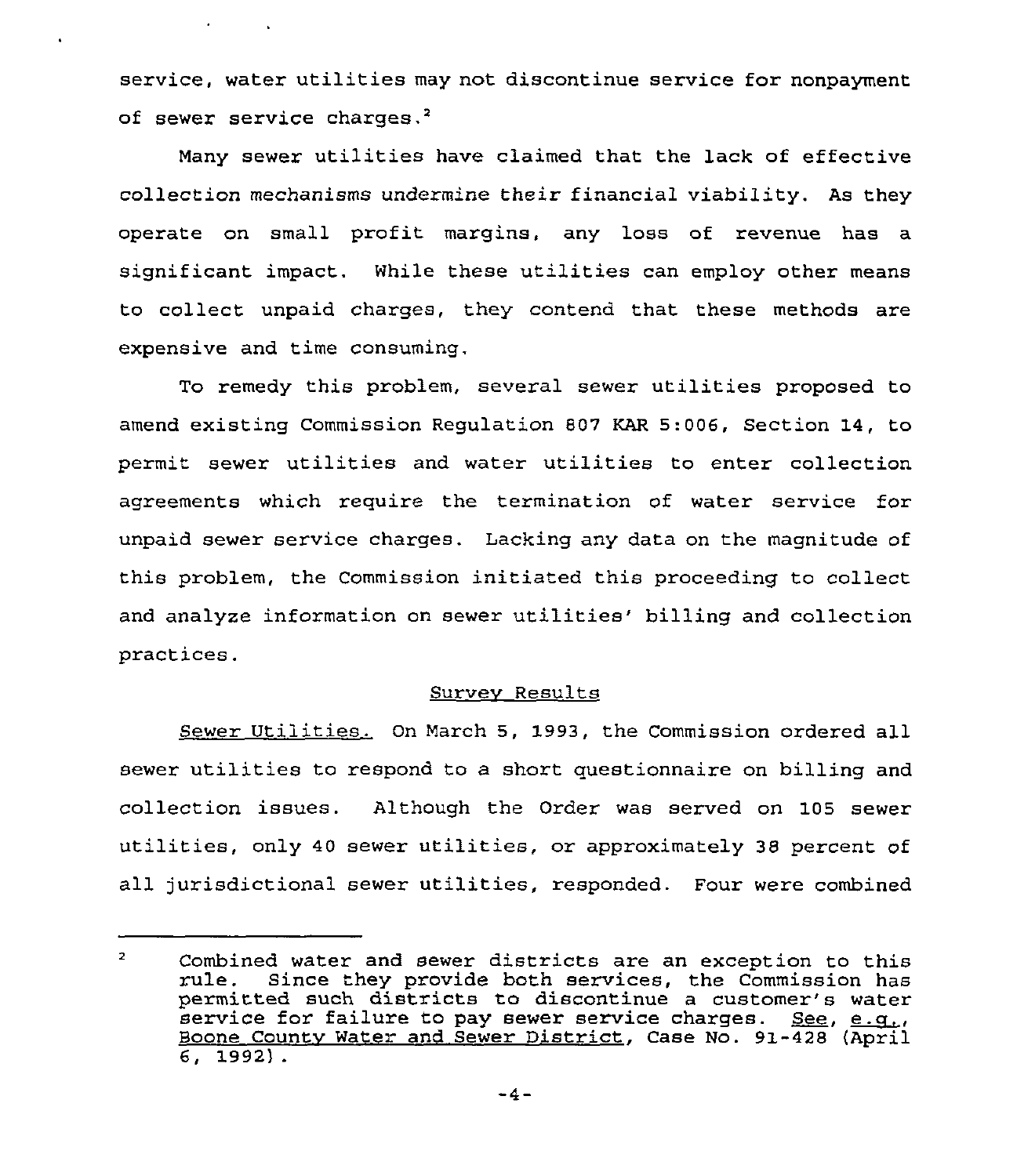service, water utilities may not discontinue service for nonpayment of sewer service charges.[2]

Many sewer utilities have claimed that the lack of effective collection mechanisms undermine their financial viability. As they operate on small profit margins, any loss of revenue has a significant impact. While these utilities can employ other means to collect unpaid charges, they contend that these methods are expensive and time consuming.

To remedy this problem, several sewer utilities proposed to amend existing Commission Regulation 807 KAR 5:006, Section 14, to permit sewer utilities and water utilities to enter collection agreements which require the termination of water service for unpaid sewer service charges. Lacking any data on the magnitude of this problem, the Commission initiated this proceeding to collect and analyze information on sewer utilities' billing and collection practices.

## Survey Results

Sewer Utilities. On March 5, 1993, the Commission ordered all sewer utilities to respond to a short questionnaire on billing and collection issues. Although the Order was served on 105 sewer utilities, only 40 sewer utilities, or approximately 38 percent of all jurisdictional sewer utilities, responded. Four were combined

---

[2] Combined water and sewer districts are an exception to this rule. Since they provide both services, the Commission has permitted such districts to discontinue a customer's water service for failure to pay sewer service charges. See, e.g., Boone County Water and Sewer District, Case No. 91-428 (April 6, 1992).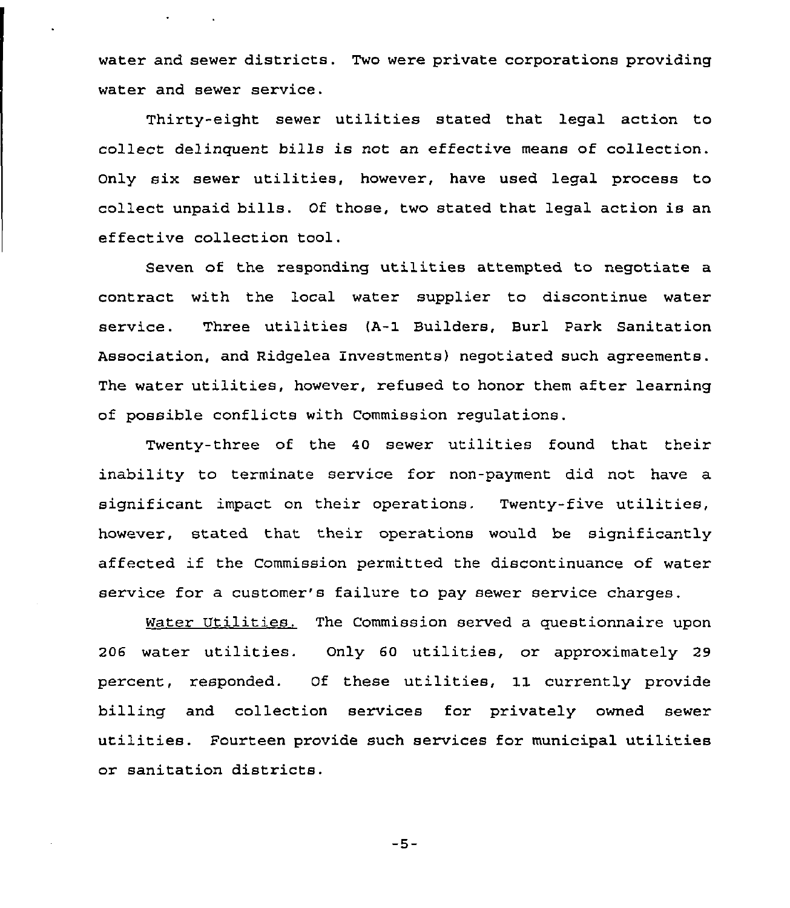water and sewer districts. Two were private corporations providing water and sewer service.

Thirty-eight sewer utilities stated that legal action to collect delinquent bills is not an effective means of collection. Only six sewer utilities, however, have used legal process to collect unpaid bills. Of those, two stated that legal action is an effective collection tool.

Seven of the responding utilities attempted to negotiate a contract with the local water supplier to discontinue water service. Three utilities (A-1 Builders, Burl Park Sanitation Association, and Ridgelea Investments) negotiated such agreements. The water utilities, however, refused to honor them after learning of possible conflicts with Commission regulations.

Twenty-three of the 40 sewer utilities found that their inability to terminate service for non-payment did not have a significant impact on their operations. Twenty-five utilities, however, stated that their operations would be significantly affected if the Commission permitted the discontinuance of water service for a customer's failure to pay sewer service charges.

Water Utilities. The Commission served a questionnaire upon 206 water utilities. Only 60 utilities, or approximately 29 percent, responded. Of these utilities, 11 currently provide billing and collection services for privately owned sewer utilities. Fourteen provide such services for municipal utilities or sanitation districts.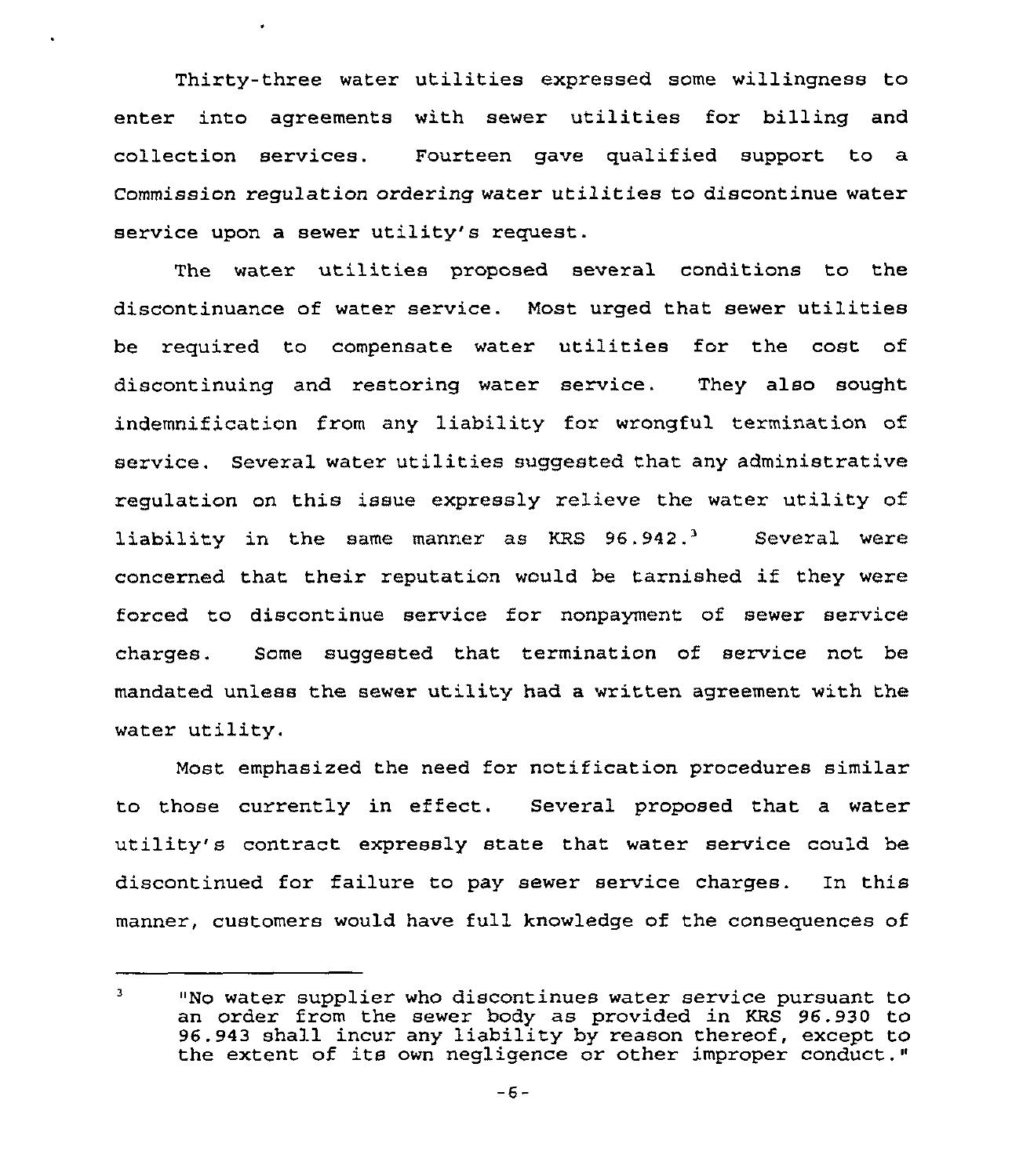Thirty-three water utilities expressed some willingness to enter into agreements with sewer utilities for billing and collection services. Fourteen gave qualified support to a Commission regulation ordering water utilities to discontinue water service upon a sewer utility's request.

The water utilities proposed several conditions to the discontinuance of water service. Most urged that sewer utilities be required to compensate water utilities for the cost of discontinuing and restoring water service. They also sought indemnification from any liability for wrongful termination of service. Several water utilities suggested that any administrative regulation on this issue expressly relieve the water utility of liability in the same manner as KRS 96.942.[3] Several were concerned that their reputation would be tarnished if they were forced to discontinue service for nonpayment of sewer service charges. Some suggested that termination of service not be mandated unless the sewer utility had a written agreement with the water utility.

Most emphasized the need for notification procedures similar to those currently in effect. Several proposed that a water utility's contract expressly state that water service could be discontinued for failure to pay sewer service charges. In this manner, customers would have full knowledge of the consequences of

---

[3] "No water supplier who discontinues water service pursuant to an order from the sewer body as provided in KRS 96.930 to 96.943 shall incur any liability by reason thereof, except to the extent of its own negligence or other improper conduct."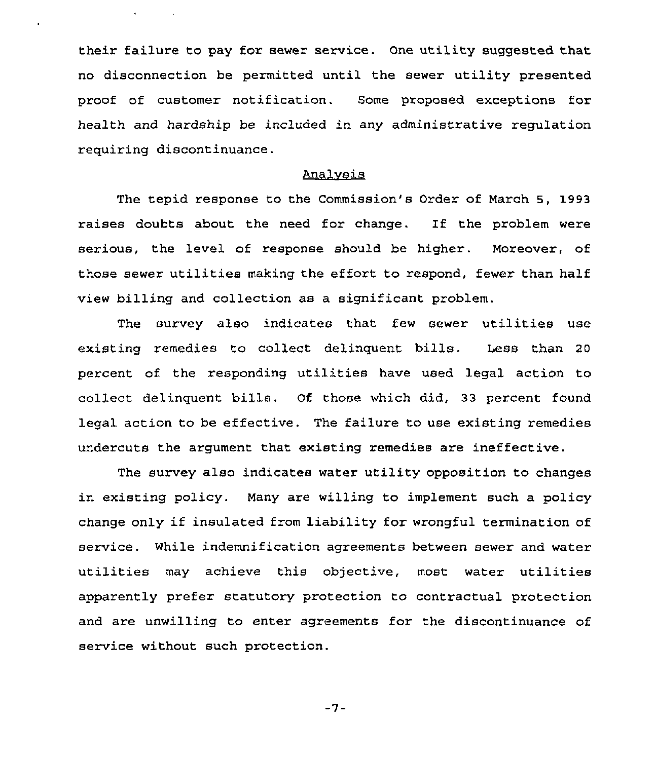their failure to pay for sewer service. One utility suggested that no disconnection be permitted until the sewer utility presented proof of customer notification. Some proposed exceptions for health and hardship be included in any administrative regulation requiring discontinuance.

## Analysis

The tepid response to the Commission's Order of March 5, 1993 raises doubts about the need for change. If the problem were serious, the level of response should be higher. Moreover, of those sewer utilities making the effort to respond, fewer than half view billing and collection as a significant problem.

The survey also indicates that few sewer utilities use existing remedies to collect delinquent bills. Less than 20 percent of the responding utilities have used legal action to collect delinquent bills. Of those which did, 33 percent found legal action to be effective. The failure to use existing remedies undercuts the argument that existing remedies are ineffective.

The survey also indicates water utility opposition to changes in existing policy. Many are willing to implement such a policy change only if insulated from liability for wrongful termination of service. While indemnification agreements between sewer and water utilities may achieve this objective, most water utilities apparently prefer statutory protection to contractual protection and are unwilling to enter agreements for the discontinuance of service without such protection.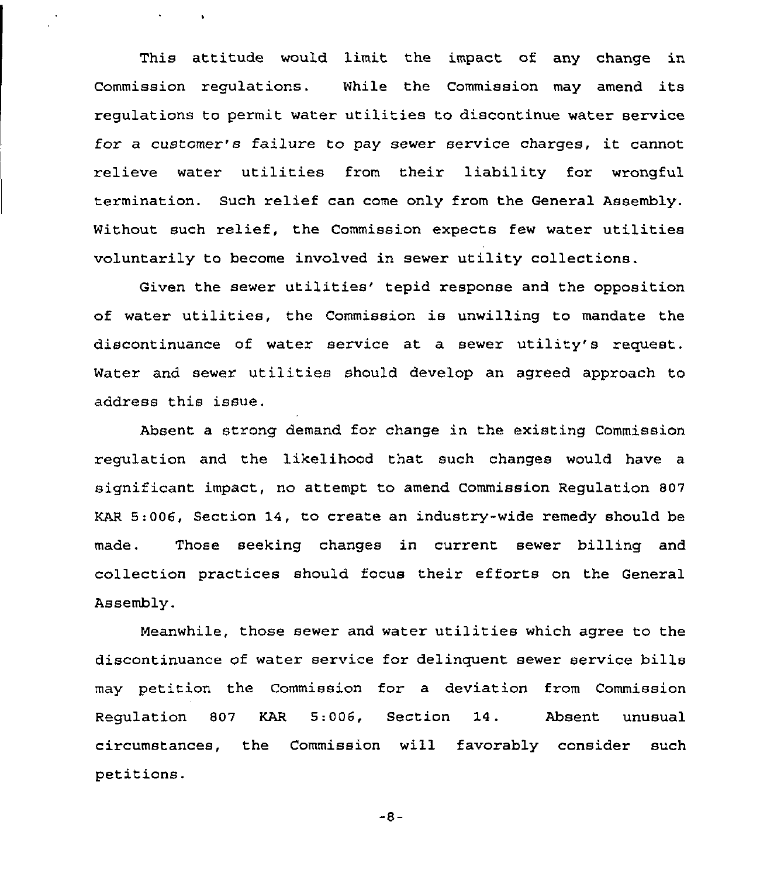This attitude would limit the impact of any change in Commission regulations. While the Commission may amend its regulations to permit water utilities to discontinue water service *for a customer's failure to pay sewer service charges*, it cannot relieve water utilities from their liability for wrongful termination. Such relief can come only from the General Assembly. Without such relief, the Commission expects few water utilities voluntarily to become involved in sewer utility collections.

Given the sewer utilities' tepid response and the opposition of water utilities, the Commission is unwilling to mandate the discontinuance of water service at a sewer utility's request. Water and sewer utilities should develop an agreed approach to address this issue.

Absent a strong demand for change in the existing Commission regulation and the likelihood that such changes would have a significant impact, no attempt to amend Commission Regulation 807 KAR 5:006, Section 14, to create an industry-wide remedy should be made. Those seeking changes in current sewer billing and collection practices should focus their efforts on the General Assembly.

Meanwhile, those sewer and water utilities which agree to the discontinuance of water service for delinquent sewer service bills may petition the Commission for a deviation from Commission Regulation 807 KAR 5:006, Section 14. Absent unusual circumstances, the Commission will favorably consider such petitions.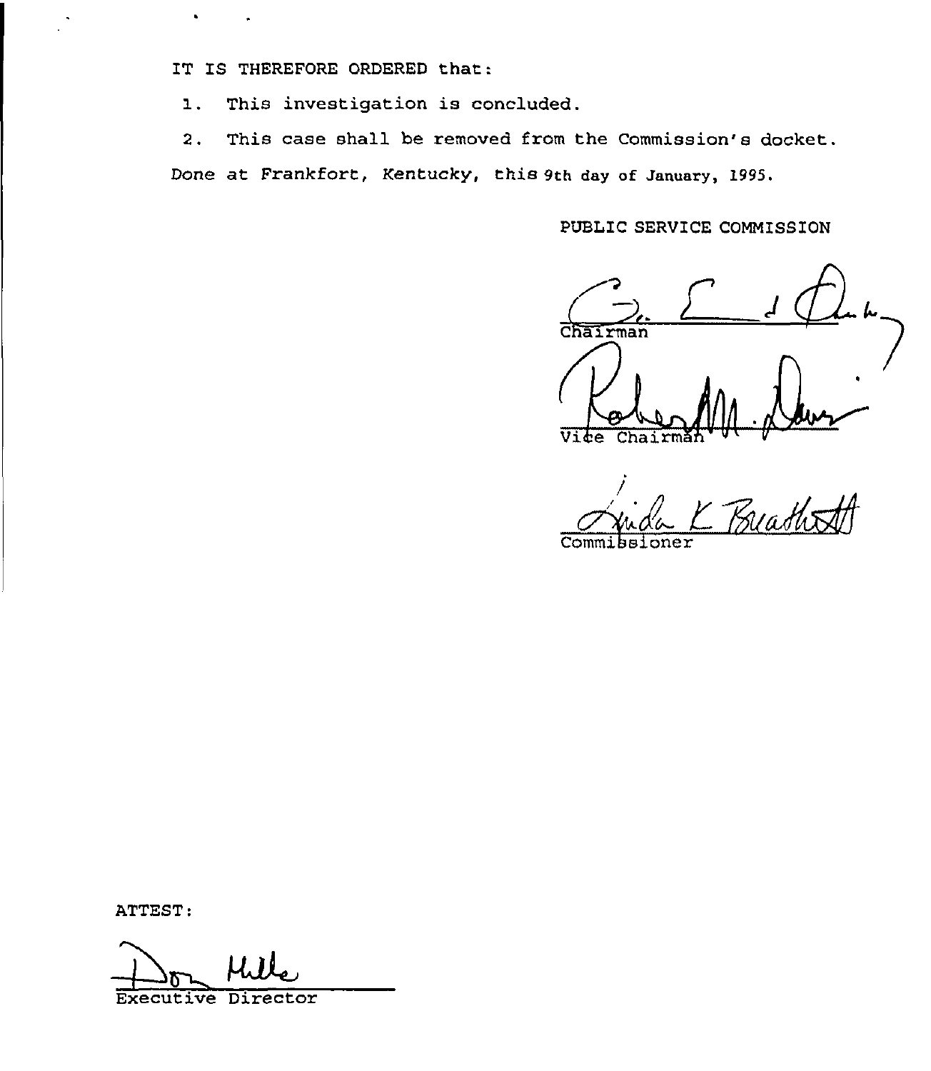IT IS THEREFORE ORDERED that:

1. This investigation is concluded.
2. This case shall be removed from the Commission's docket.

Done at Frankfort, Kentucky, this 9th day of January, 1995.

PUBLIC SERVICE COMMISSION

Chairman

Vice Chairman

Commissioner

ATTEST:

Executive Director